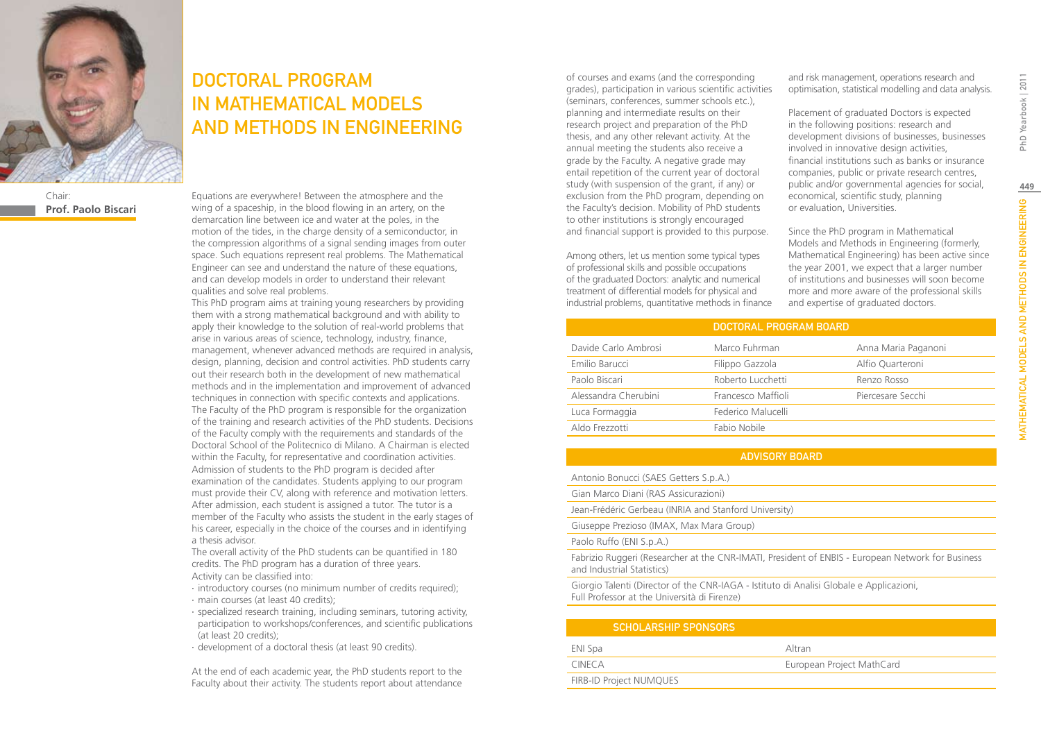# DOCTORAL PROGRAM IN MATHEMATICAL MODELS AND METHODS IN ENGINEERING

Chair:
**Prof. Paolo Biscari**

Equations are everywhere! Between the atmosphere and the wing of a spaceship, in the blood flowing in an artery, on the demarcation line between ice and water at the poles, in the motion of the tides, in the charge density of a semiconductor, in the compression algorithms of a signal sending images from outer space. Such equations represent real problems. The Mathematical Engineer can see and understand the nature of these equations, and can develop models in order to understand their relevant qualities and solve real problems.

This PhD program aims at training young researchers by providing them with a strong mathematical background and with ability to apply their knowledge to the solution of real-world problems that arise in various areas of science, technology, industry, finance, management, whenever advanced methods are required in analysis, design, planning, decision and control activities. PhD students carry out their research both in the development of new mathematical methods and in the implementation and improvement of advanced techniques in connection with specific contexts and applications.

The Faculty of the PhD program is responsible for the organization of the training and research activities of the PhD students. Decisions of the Faculty comply with the requirements and standards of the Doctoral School of the Politecnico di Milano. A Chairman is elected within the Faculty, for representative and coordination activities.

Admission of students to the PhD program is decided after examination of the candidates. Students applying to our program must provide their CV, along with reference and motivation letters. After admission, each student is assigned a tutor. The tutor is a member of the Faculty who assists the student in the early stages of his career, especially in the choice of the courses and in identifying a thesis advisor.

The overall activity of the PhD students can be quantified in 180 credits. The PhD program has a duration of three years.

Activity can be classified into:

- introductory courses (no minimum number of credits required);
- main courses (at least 40 credits);
- specialized research training, including seminars, tutoring activity, participation to workshops/conferences, and scientific publications (at least 20 credits);
- development of a doctoral thesis (at least 90 credits).

At the end of each academic year, the PhD students report to the Faculty about their activity. The students report about attendance of courses and exams (and the corresponding grades), participation in various scientific activities (seminars, conferences, summer schools etc.), planning and intermediate results on their research project and preparation of the PhD thesis, and any other relevant activity. At the annual meeting the students also receive a grade by the Faculty. A negative grade may entail repetition of the current year of doctoral study (with suspension of the grant, if any) or exclusion from the PhD program, depending on the Faculty's decision. Mobility of PhD students to other institutions is strongly encouraged and financial support is provided to this purpose.

Among others, let us mention some typical types of professional skills and possible occupations of the graduated Doctors: analytic and numerical treatment of differential models for physical and industrial problems, quantitative methods in finance and risk management, operations research and optimisation, statistical modelling and data analysis.

Placement of graduated Doctors is expected in the following positions: research and development divisions of businesses, businesses involved in innovative design activities, financial institutions such as banks or insurance companies, public or private research centres, public and/or governmental agencies for social, economical, scientific study, planning or evaluation, Universities.

Since the PhD program in Mathematical Models and Methods in Engineering (formerly, Mathematical Engineering) has been active since the year 2001, we expect that a larger number of institutions and businesses will soon become more and more aware of the professional skills and expertise of graduated doctors.

## DOCTORAL PROGRAM BOARD

| | | |
|---|---|---|
| Davide Carlo Ambrosi | Marco Fuhrman | Anna Maria Paganoni |
| Emilio Barucci | Filippo Gazzola | Alfio Quarteroni |
| Paolo Biscari | Roberto Lucchetti | Renzo Rosso |
| Alessandra Cherubini | Francesco Maffioli | Piercesare Secchi |
| Luca Formaggia | Federico Malucelli | |
| Aldo Frezzotti | Fabio Nobile | |

## ADVISORY BOARD

- Antonio Bonucci (SAES Getters S.p.A.)
- Gian Marco Diani (RAS Assicurazioni)
- Jean-Frédéric Gerbeau (INRIA and Stanford University)
- Giuseppe Prezioso (IMAX, Max Mara Group)
- Paolo Ruffo (ENI S.p.A.)
- Fabrizio Ruggeri (Researcher at the CNR-IMATI, President of ENBIS - European Network for Business and Industrial Statistics)
- Giorgio Talenti (Director of the CNR-IAGA - Istituto di Analisi Globale e Applicazioni, Full Professor at the Università di Firenze)

## SCHOLARSHIP SPONSORS

| | |
|---|---|
| ENI Spa | Altran |
| CINECA | European Project MathCard |
| FIRB-ID Project NUMQUES | |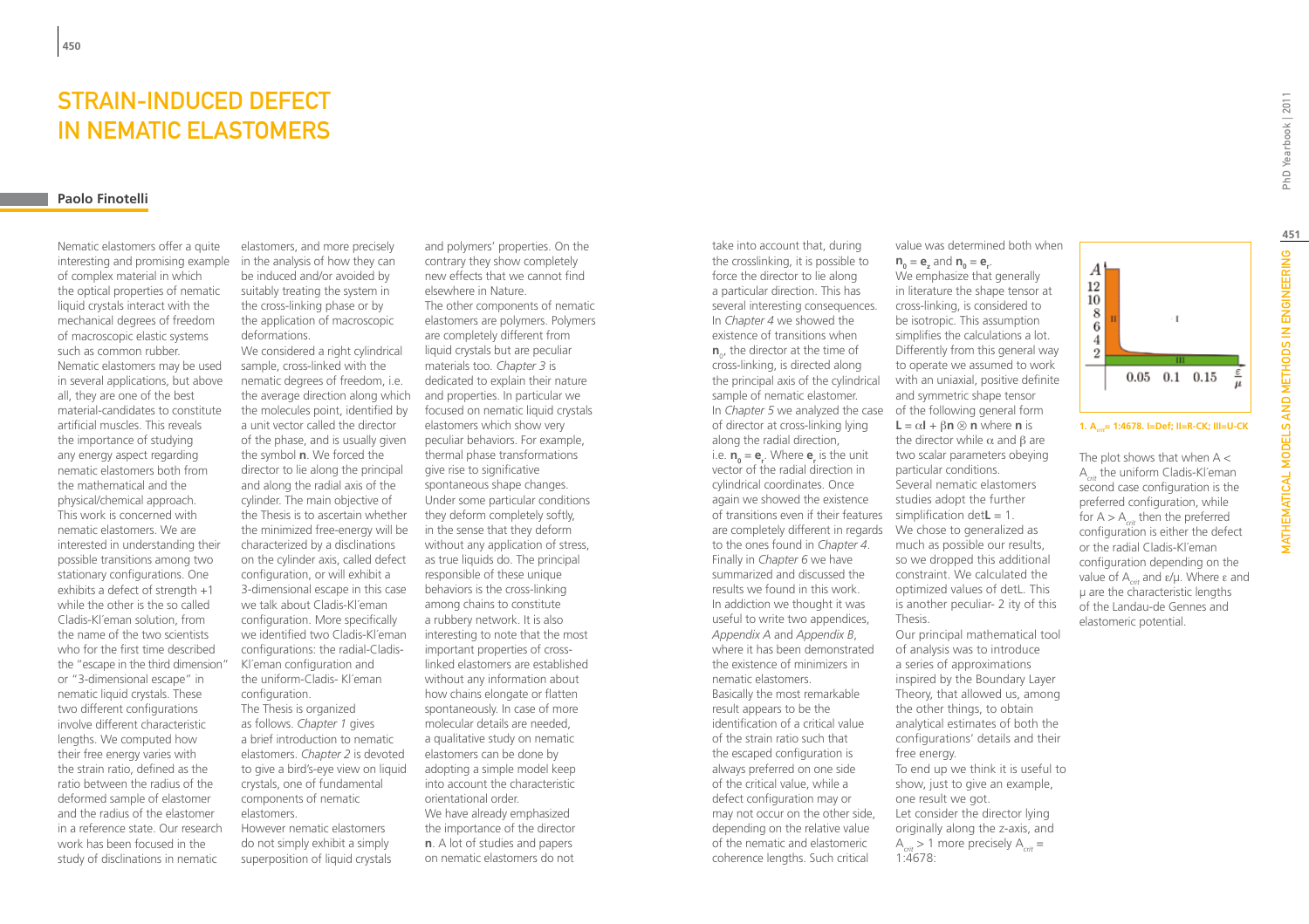# STRAIN-INDUCED DEFECT IN NEMATIC ELASTOMERS

**Paolo Finotelli**

Nematic elastomers offer a quite interesting and promising example of complex material in which the optical properties of nematic liquid crystals interact with the mechanical degrees of freedom of macroscopic elastic systems such as common rubber. Nematic elastomers may be used in several applications, but above all, they are one of the best material-candidates to constitute artificial muscles. This reveals the importance of studying any energy aspect regarding nematic elastomers both from the mathematical and the physical/chemical approach. This work is concerned with nematic elastomers. We are interested in understanding their possible transitions among two stationary configurations. One exhibits a defect of strength +1 while the other is the so called Cladis-Kl´eman solution, from the name of the two scientists who for the first time described the "escape in the third dimension" or "3-dimensional escape" in nematic liquid crystals. These two different configurations involve different characteristic lengths. We computed how their free energy varies with the strain ratio, defined as the ratio between the radius of the deformed sample of elastomer and the radius of the elastomer in a reference state. Our research work has been focused in the study of disclinations in nematic elastomers, and more precisely in the analysis of how they can be induced and/or avoided by suitably treating the system in the cross-linking phase or by the application of macroscopic deformations.

We considered a right cylindrical sample, cross-linked with the nematic degrees of freedom, i.e. the average direction along which the molecules point, identified by a unit vector called the director of the phase, and is usually given the symbol **n**. We forced the director to lie along the principal and along the radial axis of the cylinder. The main objective of the Thesis is to ascertain whether the minimized free-energy will be characterized by a disclinations on the cylinder axis, called defect configuration, or will exhibit a 3-dimensional escape in this case we talk about Cladis-Kl´eman configuration. More specifically we identified two Cladis-Kl´eman configurations: the radial-Cladis-Kl´eman configuration and the uniform-Cladis- Kl´eman configuration.

The Thesis is organized as follows. *Chapter 1* gives a brief introduction to nematic elastomers. *Chapter 2* is devoted to give a bird's-eye view on liquid crystals, one of fundamental components of nematic elastomers.

However nematic elastomers do not simply exhibit a simply superposition of liquid crystals and polymers' properties. On the contrary they show completely new effects that we cannot find elsewhere in Nature.

The other components of nematic elastomers are polymers. Polymers are completely different from liquid crystals but are peculiar materials too. *Chapter 3* is dedicated to explain their nature and properties. In particular we focused on nematic liquid crystals elastomers which show very peculiar behaviors. For example, thermal phase transformations give rise to significative spontaneous shape changes. Under some particular conditions they deform completely softly, in the sense that they deform without any application of stress, as true liquids do. The principal responsible of these unique behaviors is the cross-linking among chains to constitute a rubbery network. It is also interesting to note that the most important properties of cross-linked elastomers are established without any information about how chains elongate or flatten spontaneously. In case of more molecular details are needed, a qualitative study on nematic elastomers can be done by adopting a simple model keep into account the characteristic orientational order.

We have already emphasized the importance of the director **n**. A lot of studies and papers on nematic elastomers do not take into account that, during the crosslinking, it is possible to force the director to lie along a particular direction. This has several interesting consequences. In *Chapter 4* we showed the existence of transitions when $\mathbf{n}_0$, the director at the time of cross-linking, is directed along the principal axis of the cylindrical sample of nematic elastomer. In *Chapter 5* we analyzed the case of director at cross-linking lying along the radial direction, i.e. $\mathbf{n}_0 = \mathbf{e}_r$. Where $\mathbf{e}_r$ is the unit vector of the radial direction in cylindrical coordinates. Once again we showed the existence of transitions even if their features are completely different in regards to the ones found in *Chapter 4*. Finally in *Chapter 6* we have summarized and discussed the results we found in this work. In addiction we thought it was useful to write two appendices, *Appendix A* and *Appendix B*, where it has been demonstrated the existence of minimizers in nematic elastomers.

Basically the most remarkable result appears to be the identification of a critical value of the strain ratio such that the escaped configuration is always preferred on one side of the critical value, while a defect configuration may or may not occur on the other side, depending on the relative value of the nematic and elastomeric coherence lengths. Such critical value was determined both when $\mathbf{n}_0 = \mathbf{e}_z$ and $\mathbf{n}_0 = \mathbf{e}_r$.

We emphasize that generally in literature the shape tensor at cross-linking, is considered to be isotropic. This assumption simplifies the calculations a lot. Differently from this general way to operate we assumed to work with an uniaxial, positive definite and symmetric shape tensor of the following general form $\mathbf{L} = \alpha\mathbf{I} + \beta\mathbf{n} \otimes \mathbf{n}$ where **n** is the director while $\alpha$ and $\beta$ are two scalar parameters obeying particular conditions.

Several nematic elastomers studies adopt the further simplification $\det\mathbf{L} = 1$. We chose to generalized as much as possible our results, so we dropped this additional constraint. We calculated the optimized values of detL. This is another peculiar- 2 ity of this Thesis.

Our principal mathematical tool of analysis was to introduce a series of approximations inspired by the Boundary Layer Theory, that allowed us, among the other things, to obtain analytical estimates of both the configurations' details and their free energy.

To end up we think it is useful to show, just to give an example, one result we got.

Let consider the director lying originally along the z-axis, and $A_{crit} > 1$ more precisely $A_{crit} =$ 1:4678:

1. $A_{crit}$= 1:4678. I=Def; II=R-CK; III=U-CK

The plot shows that when $A < A_{crit}$ the uniform Cladis-Kl´eman second case configuration is the preferred configuration, while for $A > A_{crit}$ then the preferred configuration is either the defect or the radial Cladis-Kl´eman configuration depending on the value of $A_{crit}$ and $\varepsilon/\mu$. Where $\varepsilon$ and $\mu$ are the characteristic lengths of the Landau-de Gennes and elastomeric potential.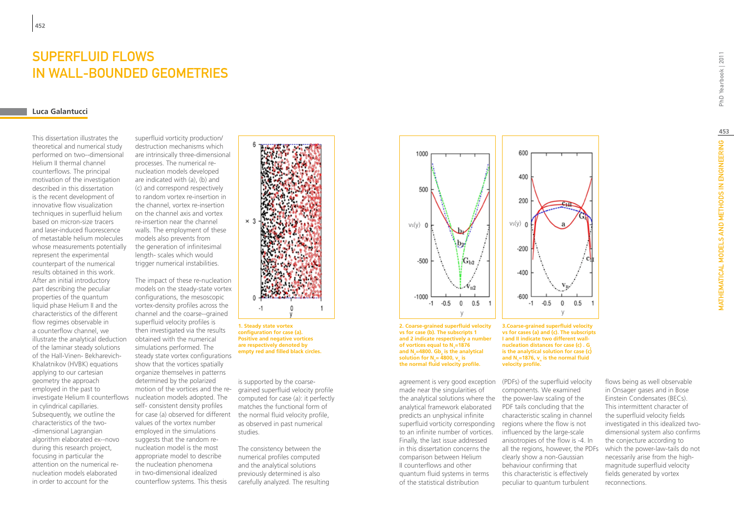# SUPERFLUID FLOWS IN WALL-BOUNDED GEOMETRIES

## Luca Galantucci

This dissertation illustrates the theoretical and numerical study performed on two--dimensional Helium II thermal channel counterflows. The principal motivation of the investigation described in this dissertation is the recent development of innovative flow visualization techniques in superfluid helium based on micron-size tracers and laser-induced fluorescence of metastable helium molecules whose measurements potentially represent the experimental counterpart of the numerical results obtained in this work.
After an initial introductory part describing the peculiar properties of the quantum liquid phase Helium II and the characteristics of the different flow regimes observable in a counterflow channel, we illustrate the analytical deduction of the laminar steady solutions of the Hall-Vinen- Bekharevich-Khalatnikov (HVBK) equations applying to our cartesian geometry the approach employed in the past to investigate Helium II counterflows in cylindrical capillaries. Subsequently, we outline the characteristics of the two--dimensional Lagrangian algorithm elaborated ex--novo during this research project, focusing in particular the attention on the numerical re-nucleation models elaborated in order to account for the superfluid vorticity production/ destruction mechanisms which are intrinsically three-dimensional processes. The numerical re-nucleation models developed are indicated with (a), (b) and (c) and correspond respectively to random vortex re-insertion in the channel, vortex re-insertion on the channel axis and vortex re-insertion near the channel walls. The employment of these models also prevents from the generation of infinitesimal length- scales which would trigger numerical instabilities.

The impact of these re-nucleation models on the steady-state vortex configurations, the mesoscopic vortex-density profiles across the channel and the coarse--grained superfluid velocity profiles is then investigated via the results obtained with the numerical simulations performed. The steady state vortex configurations show that the vortices spatially organize themselves in patterns determined by the polarized motion of the vortices and the re-nucleation models adopted. The self- consistent density profiles for case (a) observed for different values of the vortex number employed in the simulations suggests that the random re-nucleation model is the most appropriate model to describe the nucleation phenomena in two-dimensional idealized counterflow systems. This thesis is supported by the coarse-grained superfluid velocity profile computed for case (a): it perfectly matches the functional form of the normal fluid velocity profile, as observed in past numerical studies.

1. Steady state vortex configuration for case (a). Positive and negative vortices are respectively denoted by empty red and filled black circles.

The consistency between the numerical profiles computed and the analytical solutions previously determined is also carefully analyzed. The resulting agreement is very good exception made near the singularities of the analytical solutions where the analytical framework elaborated predicts an unphysical infinite superfluid vorticity corresponding to an infinite number of vortices.
Finally, the last issue addressed in this dissertation concerns the comparison between Helium II counterflows and other quantum fluid systems in terms of the statistical distribution (PDFs) of the superfluid velocity components. We examined the power-law scaling of the PDF tails concluding that the characteristic scaling in channel regions where the flow is not influenced by the large-scale anisotropies of the flow is -4. In all the regions, however, the PDFs clearly show a non-Gaussian behaviour confirming that this characteristic is effectively peculiar to quantum turbulent flows being as well observable in Onsager gases and in Bose Einstein Condensates (BECs). This intermittent character of the superfluid velocity fields investigated in this idealized two-dimensional system also confirms the conjecture according to which the power-law-tails do not necessarily arise from the high-magnitude superfluid velocity fields generated by vortex reconnections.

2. Coarse-grained superfluid velocity vs for case (b). The subscripts 1 and 2 indicate respectively a number of vortices equal to $N_1$=1876 and $N_2$=4800. $Gb_2$ is the analytical solution for $N_2$= 4800, $v_n$ is the normal fluid velocity profile.

3. Coarse-grained superfluid velocity vs for cases (a) and (c). The subscripts I and II indicate two different wall-nucleation distances for case (c) . $G_I$ is the analytical solution for case (c) and $N_1$=1876. $v_n$ is the normal fluid velocity profile.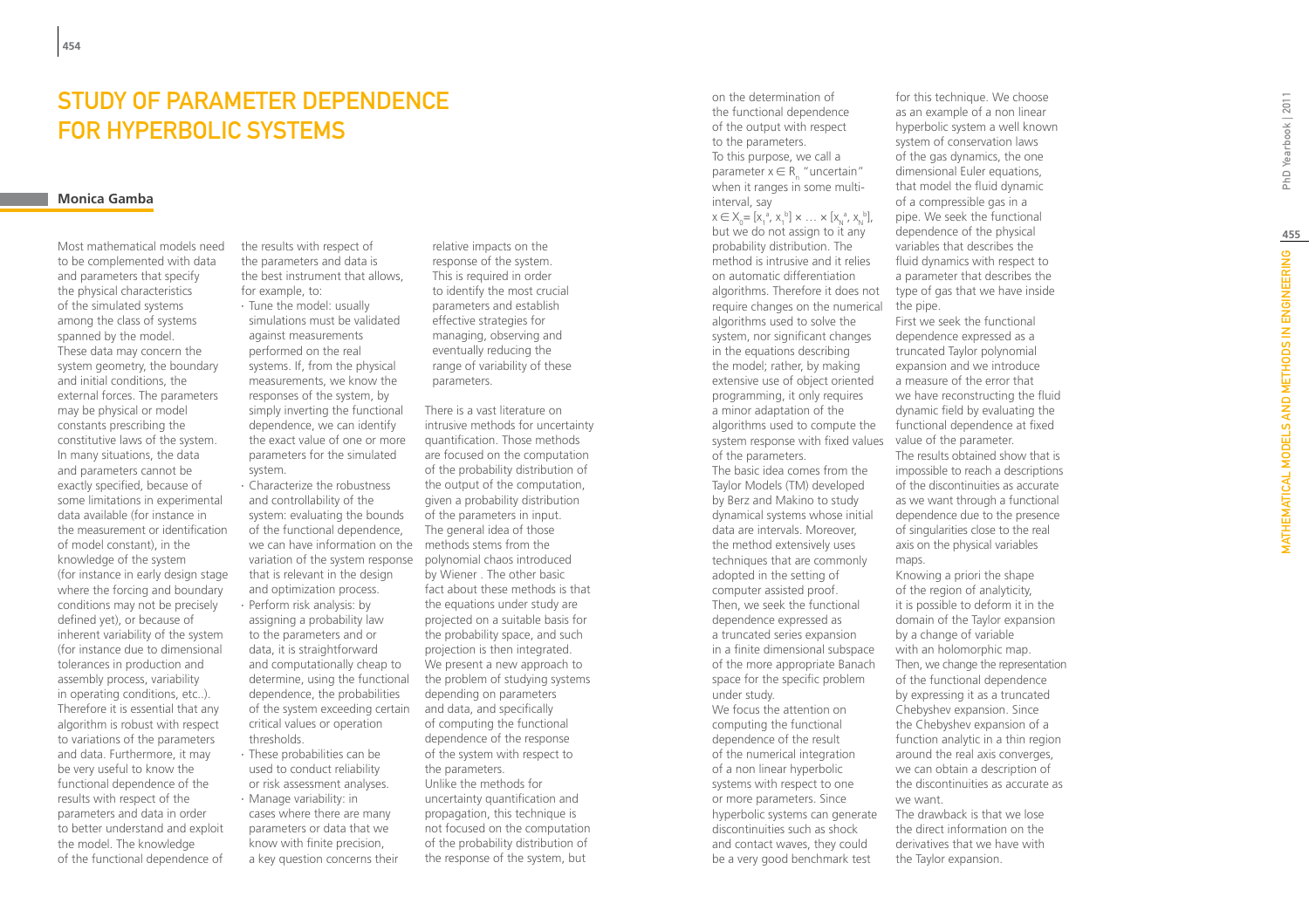# STUDY OF PARAMETER DEPENDENCE FOR HYPERBOLIC SYSTEMS

**Monica Gamba**

Most mathematical models need to be complemented with data and parameters that specify the physical characteristics of the simulated systems among the class of systems spanned by the model. These data may concern the system geometry, the boundary and initial conditions, the external forces. The parameters may be physical or model constants prescribing the constitutive laws of the system. In many situations, the data and parameters cannot be exactly specified, because of some limitations in experimental data available (for instance in the measurement or identification of model constant), in the knowledge of the system (for instance in early design stage where the forcing and boundary conditions may not be precisely defined yet), or because of inherent variability of the system (for instance due to dimensional tolerances in production and assembly process, variability in operating conditions, etc..). Therefore it is essential that any algorithm is robust with respect to variations of the parameters and data. Furthermore, it may be very useful to know the functional dependence of the results with respect of the parameters and data in order to better understand and exploit the model. The knowledge of the functional dependence of the results with respect of the parameters and data is the best instrument that allows, for example, to:

- Tune the model: usually simulations must be validated against measurements performed on the real systems. If, from the physical measurements, we know the responses of the system, by simply inverting the functional dependence, we can identify the exact value of one or more parameters for the simulated system.
- Characterize the robustness and controllability of the system: evaluating the bounds of the functional dependence, we can have information on the variation of the system response that is relevant in the design and optimization process.
- Perform risk analysis: by assigning a probability law to the parameters and or data, it is straightforward and computationally cheap to determine, using the functional dependence, the probabilities of the system exceeding certain critical values or operation thresholds.
- These probabilities can be used to conduct reliability or risk assessment analyses.
- Manage variability: in cases where there are many parameters or data that we know with finite precision, a key question concerns their relative impacts on the response of the system. This is required in order to identify the most crucial parameters and establish effective strategies for managing, observing and eventually reducing the range of variability of these parameters.

There is a vast literature on intrusive methods for uncertainty quantification. Those methods are focused on the computation of the probability distribution of the output of the computation, given a probability distribution of the parameters in input. The general idea of those methods stems from the polynomial chaos introduced by Wiener . The other basic fact about these methods is that the equations under study are projected on a suitable basis for the probability space, and such projection is then integrated. We present a new approach to the problem of studying systems depending on parameters and data, and specifically of computing the functional dependence of the response of the system with respect to the parameters. Unlike the methods for uncertainty quantification and propagation, this technique is not focused on the computation of the probability distribution of the response of the system, but on the determination of the functional dependence of the output with respect to the parameters.

To this purpose, we call a parameter $x \in R_n$ "uncertain" when it ranges in some multi-interval, say $x \in X_0 = [x_1^a, x_1^b] \times \ldots \times [x_N^a, x_N^b]$, but we do not assign to it any probability distribution. The method is intrusive and it relies on automatic differentiation algorithms. Therefore it does not require changes on the numerical algorithms used to solve the system, nor significant changes in the equations describing the model; rather, by making extensive use of object oriented programming, it only requires a minor adaptation of the algorithms used to compute the system response with fixed values of the parameters.

The basic idea comes from the Taylor Models (TM) developed by Berz and Makino to study dynamical systems whose initial data are intervals. Moreover, the method extensively uses techniques that are commonly adopted in the setting of computer assisted proof. Then, we seek the functional dependence expressed as a truncated series expansion in a finite dimensional subspace of the more appropriate Banach space for the specific problem under study.

We focus the attention on computing the functional dependence of the result of the numerical integration of a non linear hyperbolic systems with respect to one or more parameters. Since hyperbolic systems can generate discontinuities such as shock and contact waves, they could be a very good benchmark test for this technique. We choose as an example of a non linear hyperbolic system a well known system of conservation laws of the gas dynamics, the one dimensional Euler equations, that model the fluid dynamic of a compressible gas in a pipe. We seek the functional dependence of the physical variables that describes the fluid dynamics with respect to a parameter that describes the type of gas that we have inside the pipe.

First we seek the functional dependence expressed as a truncated Taylor polynomial expansion and we introduce a measure of the error that we have reconstructing the fluid dynamic field by evaluating the functional dependence at fixed value of the parameter.

The results obtained show that is impossible to reach a descriptions of the discontinuities as accurate as we want through a functional dependence due to the presence of singularities close to the real axis on the physical variables maps.

Knowing a priori the shape of the region of analyticity, it is possible to deform it in the domain of the Taylor expansion by a change of variable with an holomorphic map. Then, we change the representation of the functional dependence by expressing it as a truncated Chebyshev expansion. Since the Chebyshev expansion of a function analytic in a thin region around the real axis converges, we can obtain a description of the discontinuities as accurate as we want.

The drawback is that we lose the direct information on the derivatives that we have with the Taylor expansion.